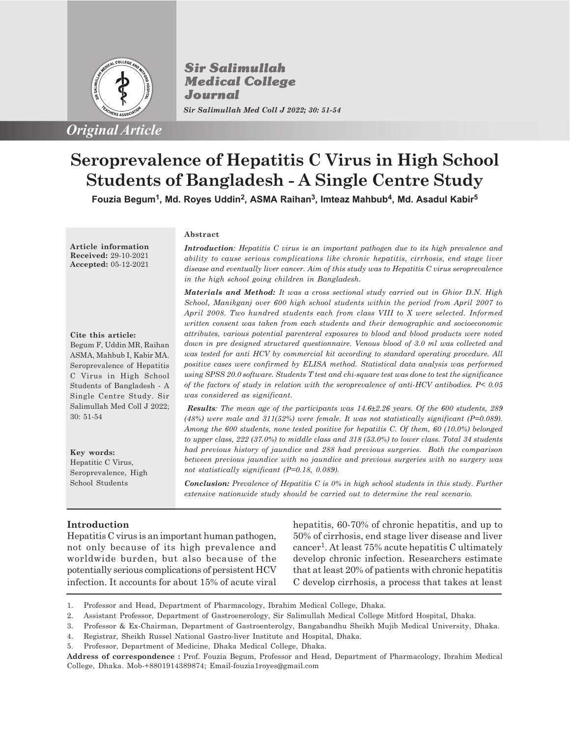*Original Article*

# Seroprevalence of Hepatitis C Virus in High School Students of Bangladesh - A Single Centre Study

**Fouzia Begum[1], Md. Royes Uddin[2], ASMA Raihan[3], Imteaz Mahbub[4], Md. Asadul Kabir[5]**

**Article information**
**Received:** 29-10-2021
**Accepted:** 05-12-2021

**Cite this article:**
Begum F, Uddin MR, Raihan ASMA, Mahbub I, Kabir MA. Seroprevalence of Hepatitis C Virus in High School Students of Bangladesh - A Single Centre Study. Sir Salimullah Med Coll J 2022; 30: 51-54

**Key words:**
Hepatitic C Virus, Seroprevalence, High School Students

**Abstract**

***Introduction***: *Hepatitis C virus is an important pathogen due to its high prevalence and ability to cause serious complications like chronic hepatitis, cirrhosis, end stage liver disease and eventually liver cancer. Aim of this study was to Hepatitis C virus seroprevalence in the high school going children in Bangladesh.*

***Materials and Method:*** *It was a cross sectional study carried out in Ghior D.N. High School, Manikganj over 600 high school students within the period from April 2007 to April 2008. Two hundred students each from class VIII to X were selected. Informed written consent was taken from each students and their demographic and socioeconomic attributes, various potential parenteral exposures to blood and blood products were noted down in pre designed structured questionnaire. Venous blood of 3.0 ml was collected and was tested for anti HCV by commercial kit according to standard operating procedure. All positive cases were confirmed by ELISA method. Statistical data analysis was performed using SPSS 20.0 software. Students T test and chi-square test was done to test the significance of the factors of study in relation with the seroprevalence of anti-HCV antibodies. P< 0.05 was considered as significant.*

***Results***: *The mean age of the participants was 14.6±2.26 years. Of the 600 students, 289 (48%) were male and 311(52%) were female. It was not statistically significant (P=0.089). Among the 600 students, none tested positive for hepatitis C. Of them, 60 (10.0%) belonged to upper class, 222 (37.0%) to middle class and 318 (53.0%) to lower class. Total 34 students had previous history of jaundice and 288 had previous surgeries. Both the comparison between previous jaundice with no jaundice and previous surgeries with no surgery was not statistically significant (P=0.18, 0.089).*

***Conclusion:*** *Prevalence of Hepatitis C is 0% in high school students in this study. Further extensive nationwide study should be carried out to determine the real scenario.*

## Introduction

Hepatitis C virus is an important human pathogen, not only because of its high prevalence and worldwide burden, but also because of the potentially serious complications of persistent HCV infection. It accounts for about 15% of acute viral hepatitis, 60-70% of chronic hepatitis, and up to 50% of cirrhosis, end stage liver disease and liver cancer[1]. At least 75% acute hepatitis C ultimately develop chronic infection. Researchers estimate that at least 20% of patients with chronic hepatitis C develop cirrhosis, a process that takes at least

1. Professor and Head, Department of Pharmacology, Ibrahim Medical College, Dhaka.
2. Assistant Professor, Department of Gastroenerology, Sir Salimullah Medical College Mitford Hospital, Dhaka.
3. Professor & Ex-Chairman, Department of Gastroenterolgy, Bangabandhu Sheikh Mujib Medical University, Dhaka.
4. Registrar, Sheikh Russel National Gastro-liver Institute and Hospital, Dhaka.
5. Professor, Department of Medicine, Dhaka Medical College, Dhaka.

**Address of correspondence :** Prof. Fouzia Begum, Professor and Head, Department of Pharmacology, Ibrahim Medical College, Dhaka. Mob-+8801914389874; Email-fouzia1royes@gmail.com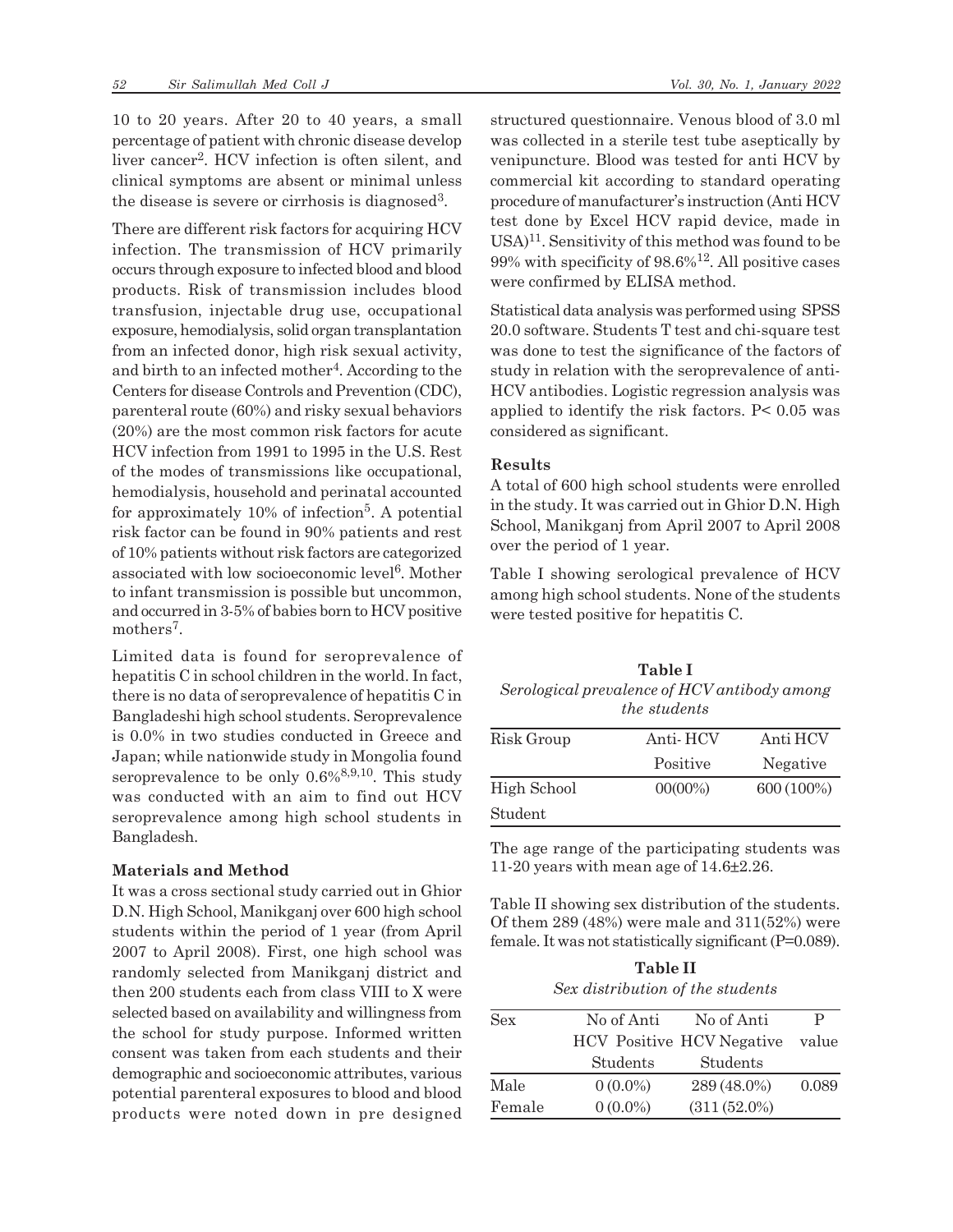10 to 20 years. After 20 to 40 years, a small percentage of patient with chronic disease develop liver cancer[2]. HCV infection is often silent, and clinical symptoms are absent or minimal unless the disease is severe or cirrhosis is diagnosed[3].

There are different risk factors for acquiring HCV infection. The transmission of HCV primarily occurs through exposure to infected blood and blood products. Risk of transmission includes blood transfusion, injectable drug use, occupational exposure, hemodialysis, solid organ transplantation from an infected donor, high risk sexual activity, and birth to an infected mother[4]. According to the Centers for disease Controls and Prevention (CDC), parenteral route (60%) and risky sexual behaviors (20%) are the most common risk factors for acute HCV infection from 1991 to 1995 in the U.S. Rest of the modes of transmissions like occupational, hemodialysis, household and perinatal accounted for approximately 10% of infection[5]. A potential risk factor can be found in 90% patients and rest of 10% patients without risk factors are categorized associated with low socioeconomic level[6]. Mother to infant transmission is possible but uncommon, and occurred in 3-5% of babies born to HCV positive mothers[7].

Limited data is found for seroprevalence of hepatitis C in school children in the world. In fact, there is no data of seroprevalence of hepatitis C in Bangladeshi high school students. Seroprevalence is 0.0% in two studies conducted in Greece and Japan; while nationwide study in Mongolia found seroprevalence to be only 0.6%[8,9,10]. This study was conducted with an aim to find out HCV seroprevalence among high school students in Bangladesh.

## Materials and Method

It was a cross sectional study carried out in Ghior D.N. High School, Manikganj over 600 high school students within the period of 1 year (from April 2007 to April 2008). First, one high school was randomly selected from Manikganj district and then 200 students each from class VIII to X were selected based on availability and willingness from the school for study purpose. Informed written consent was taken from each students and their demographic and socioeconomic attributes, various potential parenteral exposures to blood and blood products were noted down in pre designed structured questionnaire. Venous blood of 3.0 ml was collected in a sterile test tube aseptically by venipuncture. Blood was tested for anti HCV by commercial kit according to standard operating procedure of manufacturer's instruction (Anti HCV test done by Excel HCV rapid device, made in USA)[11]. Sensitivity of this method was found to be 99% with specificity of 98.6%[12]. All positive cases were confirmed by ELISA method.

Statistical data analysis was performed using SPSS 20.0 software. Students T test and chi-square test was done to test the significance of the factors of study in relation with the seroprevalence of anti-HCV antibodies. Logistic regression analysis was applied to identify the risk factors. P< 0.05 was considered as significant.

## Results

A total of 600 high school students were enrolled in the study. It was carried out in Ghior D.N. High School, Manikganj from April 2007 to April 2008 over the period of 1 year.

Table I showing serological prevalence of HCV among high school students. None of the students were tested positive for hepatitis C.

**Table I**

*Serological prevalence of HCV antibody among the students*

| Risk Group | Anti- HCV Positive | Anti HCV Negative |
|---|---|---|
| High School Student | 00(00%) | 600 (100%) |

The age range of the participating students was 11-20 years with mean age of 14.6±2.26.

Table II showing sex distribution of the students. Of them 289 (48%) were male and 311(52%) were female. It was not statistically significant (P=0.089).

**Table II**

*Sex distribution of the students*

| Sex | No of Anti HCV Positive Students | No of Anti HCV Negative Students | P value |
|---|---|---|---|
| Male | 0 (0.0%) | 289 (48.0%) | 0.089 |
| Female | 0 (0.0%) | (311 (52.0%) | |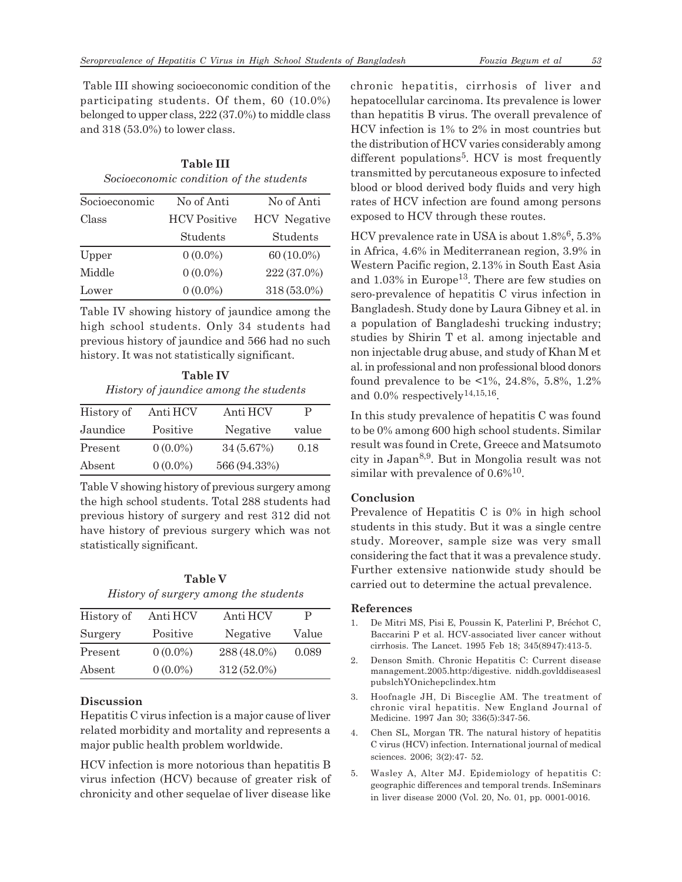Table III showing socioeconomic condition of the participating students. Of them, 60 (10.0%) belonged to upper class, 222 (37.0%) to middle class and 318 (53.0%) to lower class.

**Table III**

*Socioeconomic condition of the students*

| Socioeconomic Class | No of Anti HCV Positive Students | No of Anti HCV Negative Students |
|---|---|---|
| Upper | 0 (0.0%) | 60 (10.0%) |
| Middle | 0 (0.0%) | 222 (37.0%) |
| Lower | 0 (0.0%) | 318 (53.0%) |

Table IV showing history of jaundice among the high school students. Only 34 students had previous history of jaundice and 566 had no such history. It was not statistically significant.

**Table IV**

*History of jaundice among the students*

| History of Jaundice | Anti HCV Positive | Anti HCV Negative | P value |
|---|---|---|---|
| Present | 0 (0.0%) | 34 (5.67%) | 0.18 |
| Absent | 0 (0.0%) | 566 (94.33%) | |

Table V showing history of previous surgery among the high school students. Total 288 students had previous history of surgery and rest 312 did not have history of previous surgery which was not statistically significant.

**Table V**

*History of surgery among the students*

| History of Surgery | Anti HCV Positive | Anti HCV Negative | P Value |
|---|---|---|---|
| Present | 0 (0.0%) | 288 (48.0%) | 0.089 |
| Absent | 0 (0.0%) | 312 (52.0%) | |

## Discussion

Hepatitis C virus infection is a major cause of liver related morbidity and mortality and represents a major public health problem worldwide.

HCV infection is more notorious than hepatitis B virus infection (HCV) because of greater risk of chronicity and other sequelae of liver disease like chronic hepatitis, cirrhosis of liver and hepatocellular carcinoma. Its prevalence is lower than hepatitis B virus. The overall prevalence of HCV infection is 1% to 2% in most countries but the distribution of HCV varies considerably among different populations[5]. HCV is most frequently transmitted by percutaneous exposure to infected blood or blood derived body fluids and very high rates of HCV infection are found among persons exposed to HCV through these routes.

HCV prevalence rate in USA is about 1.8%[6], 5.3% in Africa, 4.6% in Mediterranean region, 3.9% in Western Pacific region, 2.13% in South East Asia and 1.03% in Europe[13]. There are few studies on sero-prevalence of hepatitis C virus infection in Bangladesh. Study done by Laura Gibney et al. in a population of Bangladeshi trucking industry; studies by Shirin T et al. among injectable and non injectable drug abuse, and study of Khan M et al. in professional and non professional blood donors found prevalence to be <1%, 24.8%, 5.8%, 1.2% and 0.0% respectively[14,15,16].

In this study prevalence of hepatitis C was found to be 0% among 600 high school students. Similar result was found in Crete, Greece and Matsumoto city in Japan[8,9]. But in Mongolia result was not similar with prevalence of 0.6%[10].

## Conclusion

Prevalence of Hepatitis C is 0% in high school students in this study. But it was a single centre study. Moreover, sample size was very small considering the fact that it was a prevalence study. Further extensive nationwide study should be carried out to determine the actual prevalence.

## References

1. De Mitri MS, Pisi E, Poussin K, Paterlini P, Bréchot C, Baccarini P et al. HCV-associated liver cancer without cirrhosis. The Lancet. 1995 Feb 18; 345(8947):413-5.
2. Denson Smith. Chronic Hepatitis C: Current disease management.2005.http:/digestive. niddh.govlddiseasesl pubslchYOnichepclindex.htm
3. Hoofnagle JH, Di Bisceglie AM. The treatment of chronic viral hepatitis. New England Journal of Medicine. 1997 Jan 30; 336(5):347-56.
4. Chen SL, Morgan TR. The natural history of hepatitis C virus (HCV) infection. International journal of medical sciences. 2006; 3(2):47- 52.
5. Wasley A, Alter MJ. Epidemiology of hepatitis C: geographic differences and temporal trends. InSeminars in liver disease 2000 (Vol. 20, No. 01, pp. 0001-0016.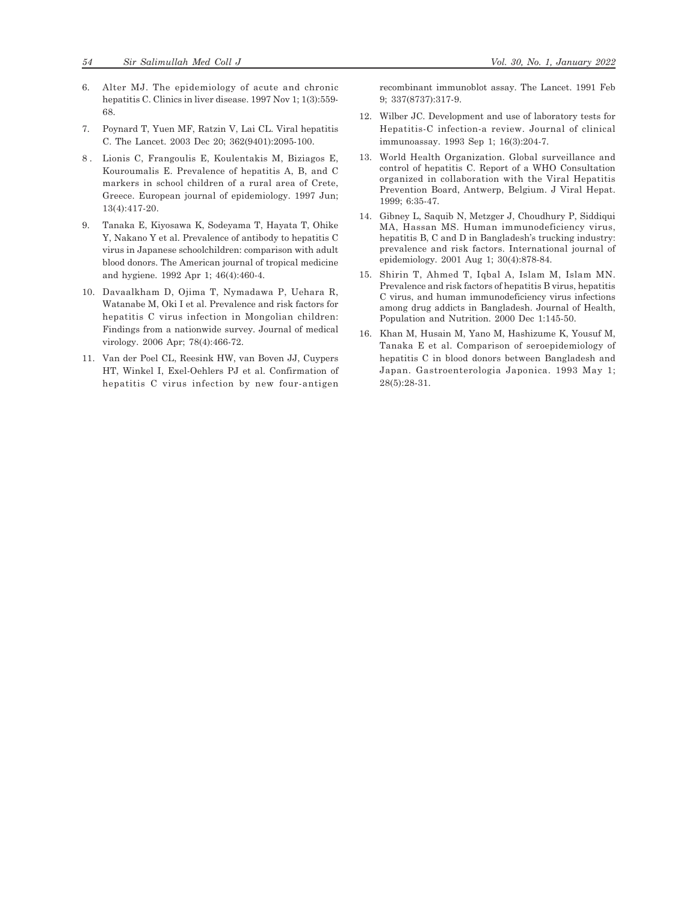6. Alter MJ. The epidemiology of acute and chronic hepatitis C. Clinics in liver disease. 1997 Nov 1; 1(3):559-68.

7. Poynard T, Yuen MF, Ratzin V, Lai CL. Viral hepatitis C. The Lancet. 2003 Dec 20; 362(9401):2095-100.

8. Lionis C, Frangoulis E, Koulentakis M, Biziagos E, Kouroumalis E. Prevalence of hepatitis A, B, and C markers in school children of a rural area of Crete, Greece. European journal of epidemiology. 1997 Jun; 13(4):417-20.

9. Tanaka E, Kiyosawa K, Sodeyama T, Hayata T, Ohike Y, Nakano Y et al. Prevalence of antibody to hepatitis C virus in Japanese schoolchildren: comparison with adult blood donors. The American journal of tropical medicine and hygiene. 1992 Apr 1; 46(4):460-4.

10. Davaalkham D, Ojima T, Nymadawa P, Uehara R, Watanabe M, Oki I et al. Prevalence and risk factors for hepatitis C virus infection in Mongolian children: Findings from a nationwide survey. Journal of medical virology. 2006 Apr; 78(4):466-72.

11. Van der Poel CL, Reesink HW, van Boven JJ, Cuypers HT, Winkel I, Exel-Oehlers PJ et al. Confirmation of hepatitis C virus infection by new four-antigen recombinant immunoblot assay. The Lancet. 1991 Feb 9; 337(8737):317-9.

12. Wilber JC. Development and use of laboratory tests for Hepatitis-C infection-a review. Journal of clinical immunoassay. 1993 Sep 1; 16(3):204-7.

13. World Health Organization. Global surveillance and control of hepatitis C. Report of a WHO Consultation organized in collaboration with the Viral Hepatitis Prevention Board, Antwerp, Belgium. J Viral Hepat. 1999; 6:35-47.

14. Gibney L, Saquib N, Metzger J, Choudhury P, Siddiqui MA, Hassan MS. Human immunodeficiency virus, hepatitis B, C and D in Bangladesh's trucking industry: prevalence and risk factors. International journal of epidemiology. 2001 Aug 1; 30(4):878-84.

15. Shirin T, Ahmed T, Iqbal A, Islam M, Islam MN. Prevalence and risk factors of hepatitis B virus, hepatitis C virus, and human immunodeficiency virus infections among drug addicts in Bangladesh. Journal of Health, Population and Nutrition. 2000 Dec 1:145-50.

16. Khan M, Husain M, Yano M, Hashizume K, Yousuf M, Tanaka E et al. Comparison of seroepidemiology of hepatitis C in blood donors between Bangladesh and Japan. Gastroenterologia Japonica. 1993 May 1; 28(5):28-31.